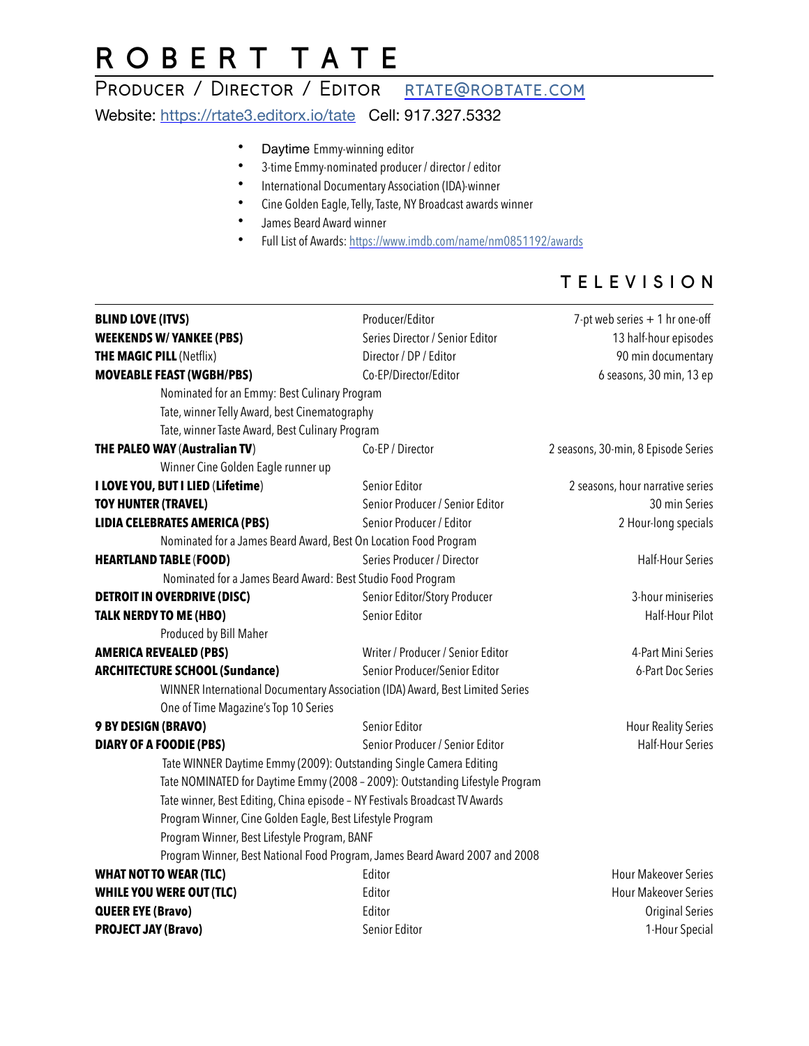# ROBERT TATE

PRODUCER / DIRECTOR / EDITOR   [RTATE@ROBTATE.COM](mailto:RTATE@ROBTATE.COM)

Website: [https://rtate3.editorx.io/tate](https://rtate3.editorx.io/tate)   Cell: 917.327.5332

- Daytime Emmy-winning editor
- 3-time Emmy-nominated producer / director / editor
- International Documentary Association (IDA)-winner
- Cine Golden Eagle, Telly, Taste, NY Broadcast awards winner
- James Beard Award winner
- Full List of Awards: [https://www.imdb.com/name/nm0851192/awards](https://www.imdb.com/name/nm0851192/awards)

## TELEVISION

| | | |
|---|---|---|
| **BLIND LOVE (ITVS)** | Producer/Editor | 7-pt web series + 1 hr one-off |
| **WEEKENDS W/ YANKEE (PBS)** | Series Director / Senior Editor | 13 half-hour episodes |
| **THE MAGIC PILL** (Netflix) | Director / DP / Editor | 90 min documentary |
| **MOVEABLE FEAST (WGBH/PBS)** | Co-EP/Director/Editor | 6 seasons, 30 min, 13 ep |
| Nominated for an Emmy: Best Culinary Program | | |
| Tate, winner Telly Award, best Cinematography | | |
| Tate, winner Taste Award, Best Culinary Program | | |
| **THE PALEO WAY (Australian TV)** | Co-EP / Director | 2 seasons, 30-min, 8 Episode Series |
| Winner Cine Golden Eagle runner up | | |
| **I LOVE YOU, BUT I LIED (Lifetime)** | Senior Editor | 2 seasons, hour narrative series |
| **TOY HUNTER (TRAVEL)** | Senior Producer / Senior Editor | 30 min Series |
| **LIDIA CELEBRATES AMERICA (PBS)** | Senior Producer / Editor | 2 Hour-long specials |
| Nominated for a James Beard Award, Best On Location Food Program | | |
| **HEARTLAND TABLE (FOOD)** | Series Producer / Director | Half-Hour Series |
| Nominated for a James Beard Award: Best Studio Food Program | | |
| **DETROIT IN OVERDRIVE (DISC)** | Senior Editor/Story Producer | 3-hour miniseries |
| **TALK NERDY TO ME (HBO)** | Senior Editor | Half-Hour Pilot |
| Produced by Bill Maher | | |
| **AMERICA REVEALED (PBS)** | Writer / Producer / Senior Editor | 4-Part Mini Series |
| **ARCHITECTURE SCHOOL (Sundance)** | Senior Producer/Senior Editor | 6-Part Doc Series |
| WINNER International Documentary Association (IDA) Award, Best Limited Series | | |
| One of Time Magazine's Top 10 Series | | |
| **9 BY DESIGN (BRAVO)** | Senior Editor | Hour Reality Series |
| **DIARY OF A FOODIE (PBS)** | Senior Producer / Senior Editor | Half-Hour Series |
| Tate WINNER Daytime Emmy (2009): Outstanding Single Camera Editing | | |
| Tate NOMINATED for Daytime Emmy (2008 – 2009): Outstanding Lifestyle Program | | |
| Tate winner, Best Editing, China episode – NY Festivals Broadcast TV Awards | | |
| Program Winner, Cine Golden Eagle, Best Lifestyle Program | | |
| Program Winner, Best Lifestyle Program, BANF | | |
| Program Winner, Best National Food Program, James Beard Award 2007 and 2008 | | |
| **WHAT NOT TO WEAR (TLC)** | Editor | Hour Makeover Series |
| **WHILE YOU WERE OUT (TLC)** | Editor | Hour Makeover Series |
| **QUEER EYE (Bravo)** | Editor | Original Series |
| **PROJECT JAY (Bravo)** | Senior Editor | 1-Hour Special |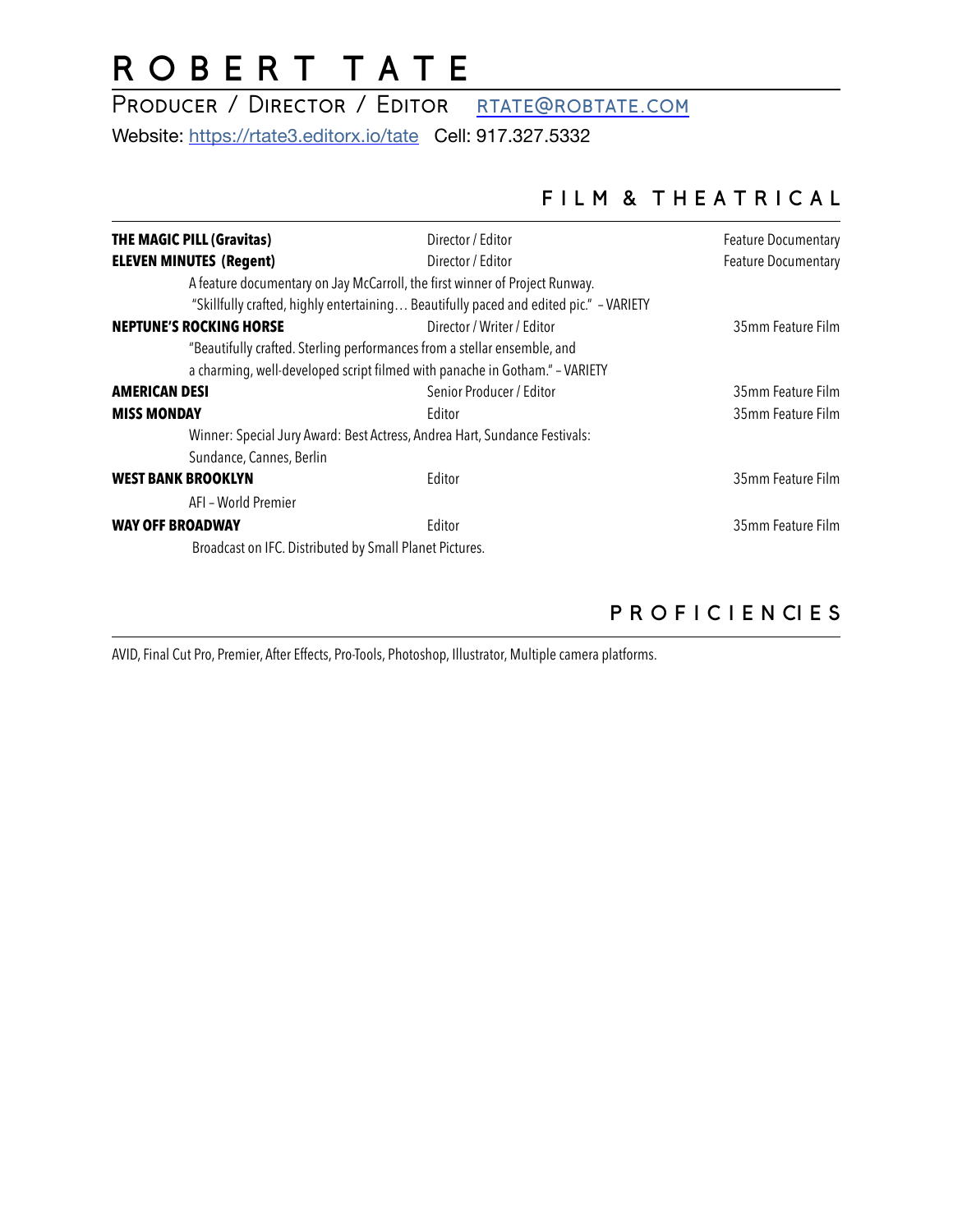# ROBERT TATE

PRODUCER / DIRECTOR / EDITOR   [RTATE@ROBTATE.COM](mailto:RTATE@ROBTATE.COM)

Website: https://rtate3.editorx.io/tate   Cell: 917.327.5332

## FILM & THEATRICAL

| | | |
|---|---|---|
| **THE MAGIC PILL (Gravitas)** | Director / Editor | Feature Documentary |
| **ELEVEN MINUTES (Regent)** | Director / Editor | Feature Documentary |
| A feature documentary on Jay McCarroll, the first winner of Project Runway. "Skillfully crafted, highly entertaining… Beautifully paced and edited pic." – VARIETY | | |
| **NEPTUNE'S ROCKING HORSE** | Director / Writer / Editor | 35mm Feature Film |
| "Beautifully crafted. Sterling performances from a stellar ensemble, and a charming, well-developed script filmed with panache in Gotham." – VARIETY | | |
| **AMERICAN DESI** | Senior Producer / Editor | 35mm Feature Film |
| **MISS MONDAY** | Editor | 35mm Feature Film |
| Winner: Special Jury Award: Best Actress, Andrea Hart, Sundance Festivals: Sundance, Cannes, Berlin | | |
| **WEST BANK BROOKLYN** | Editor | 35mm Feature Film |
| AFI – World Premier | | |
| **WAY OFF BROADWAY** | Editor | 35mm Feature Film |
| Broadcast on IFC. Distributed by Small Planet Pictures. | | |

## PROFICIENCIES

AVID, Final Cut Pro, Premier, After Effects, Pro-Tools, Photoshop, Illustrator, Multiple camera platforms.